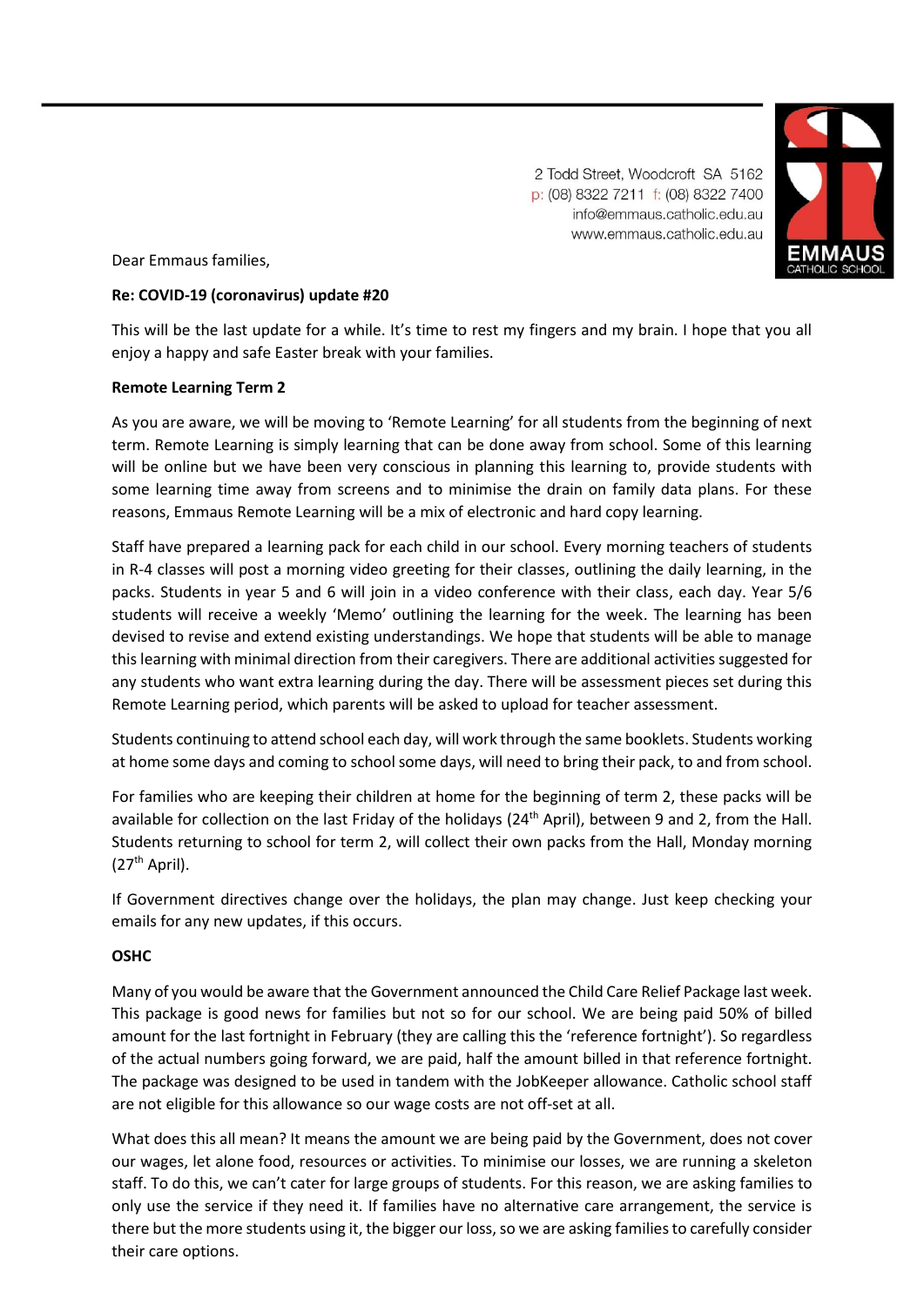2 Todd Street, Woodcroft SA 5162
p: (08) 8322 7211 f: (08) 8322 7400
info@emmaus.catholic.edu.au
www.emmaus.catholic.edu.au

Dear Emmaus families,

**Re: COVID-19 (coronavirus) update #20**

This will be the last update for a while. It's time to rest my fingers and my brain. I hope that you all enjoy a happy and safe Easter break with your families.

**Remote Learning Term 2**

As you are aware, we will be moving to 'Remote Learning' for all students from the beginning of next term. Remote Learning is simply learning that can be done away from school. Some of this learning will be online but we have been very conscious in planning this learning to, provide students with some learning time away from screens and to minimise the drain on family data plans. For these reasons, Emmaus Remote Learning will be a mix of electronic and hard copy learning.

Staff have prepared a learning pack for each child in our school. Every morning teachers of students in R-4 classes will post a morning video greeting for their classes, outlining the daily learning, in the packs. Students in year 5 and 6 will join in a video conference with their class, each day. Year 5/6 students will receive a weekly 'Memo' outlining the learning for the week. The learning has been devised to revise and extend existing understandings. We hope that students will be able to manage this learning with minimal direction from their caregivers. There are additional activities suggested for any students who want extra learning during the day. There will be assessment pieces set during this Remote Learning period, which parents will be asked to upload for teacher assessment.

Students continuing to attend school each day, will work through the same booklets. Students working at home some days and coming to school some days, will need to bring their pack, to and from school.

For families who are keeping their children at home for the beginning of term 2, these packs will be available for collection on the last Friday of the holidays (24th April), between 9 and 2, from the Hall. Students returning to school for term 2, will collect their own packs from the Hall, Monday morning (27th April).

If Government directives change over the holidays, the plan may change. Just keep checking your emails for any new updates, if this occurs.

**OSHC**

Many of you would be aware that the Government announced the Child Care Relief Package last week. This package is good news for families but not so for our school. We are being paid 50% of billed amount for the last fortnight in February (they are calling this the 'reference fortnight'). So regardless of the actual numbers going forward, we are paid, half the amount billed in that reference fortnight. The package was designed to be used in tandem with the JobKeeper allowance. Catholic school staff are not eligible for this allowance so our wage costs are not off-set at all.

What does this all mean? It means the amount we are being paid by the Government, does not cover our wages, let alone food, resources or activities. To minimise our losses, we are running a skeleton staff. To do this, we can't cater for large groups of students. For this reason, we are asking families to only use the service if they need it. If families have no alternative care arrangement, the service is there but the more students using it, the bigger our loss, so we are asking families to carefully consider their care options.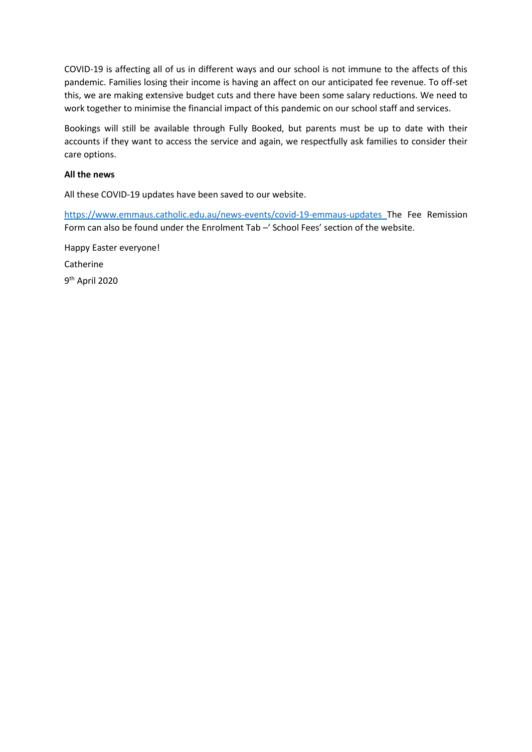COVID-19 is affecting all of us in different ways and our school is not immune to the affects of this pandemic. Families losing their income is having an affect on our anticipated fee revenue. To off-set this, we are making extensive budget cuts and there have been some salary reductions. We need to work together to minimise the financial impact of this pandemic on our school staff and services.

Bookings will still be available through Fully Booked, but parents must be up to date with their accounts if they want to access the service and again, we respectfully ask families to consider their care options.

**All the news**

All these COVID-19 updates have been saved to our website.

https://www.emmaus.catholic.edu.au/news-events/covid-19-emmaus-updates The Fee Remission Form can also be found under the Enrolment Tab –' School Fees' section of the website.

Happy Easter everyone!

Catherine

9th April 2020